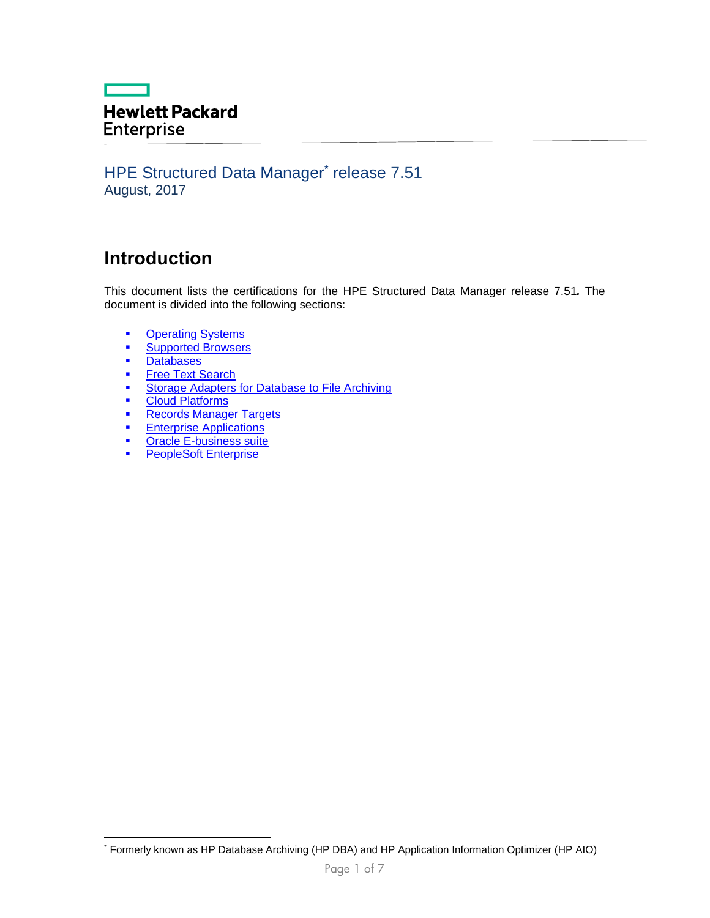Hewlett Packard Enterprise

## HPE Structured Data Manager[*] release 7.51
August, 2017

# Introduction

This document lists the certifications for the HPE Structured Data Manager release 7.51**.** The document is divided into the following sections:

- Operating Systems
- Supported Browsers
- Databases
- Free Text Search
- Storage Adapters for Database to File Archiving
- Cloud Platforms
- Records Manager Targets
- Enterprise Applications
- Oracle E-business suite
- PeopleSoft Enterprise

---

[*] Formerly known as HP Database Archiving (HP DBA) and HP Application Information Optimizer (HP AIO)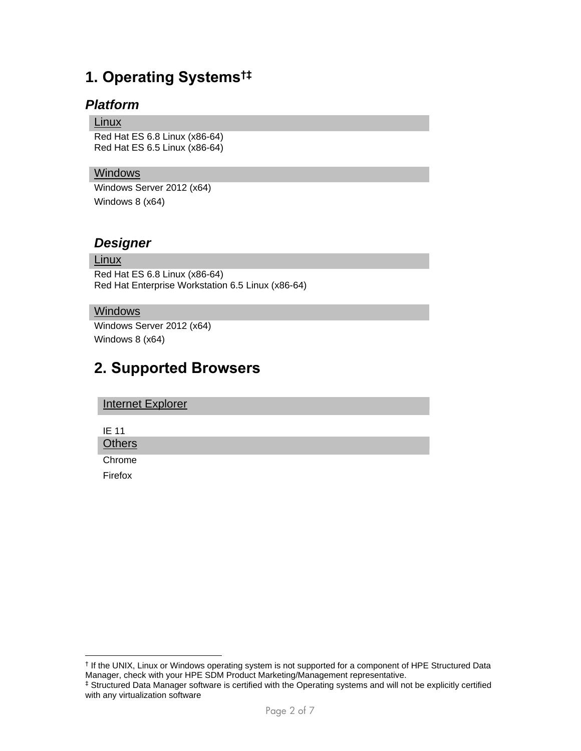# 1. Operating Systems[†][‡]

### *Platform*

**Linux**

Red Hat ES 6.8 Linux (x86-64)
Red Hat ES 6.5 Linux (x86-64)

**Windows**

Windows Server 2012 (x64)

Windows 8 (x64)

### *Designer*

**Linux**

Red Hat ES 6.8 Linux (x86-64)
Red Hat Enterprise Workstation 6.5 Linux (x86-64)

**Windows**

Windows Server 2012 (x64)

Windows 8 (x64)

# 2. Supported Browsers

**Internet Explorer**

IE 11

**Others**

Chrome

Firefox

---

[†] If the UNIX, Linux or Windows operating system is not supported for a component of HPE Structured Data Manager, check with your HPE SDM Product Marketing/Management representative.

[‡] Structured Data Manager software is certified with the Operating systems and will not be explicitly certified with any virtualization software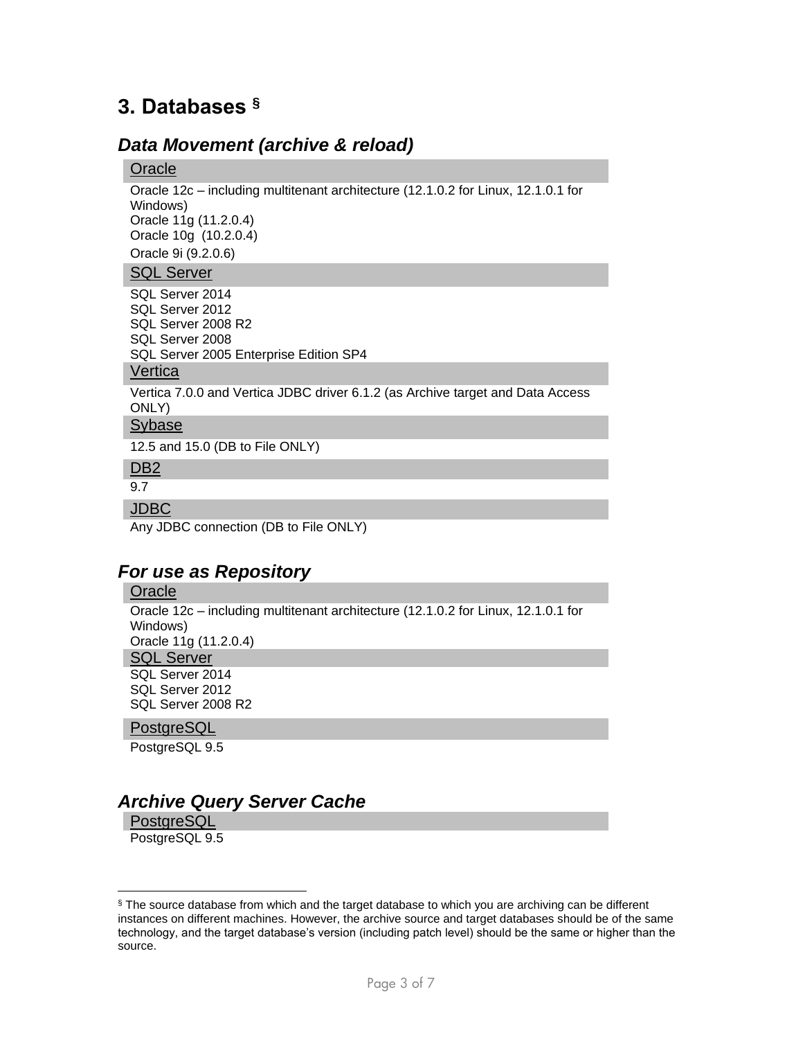# 3. Databases [§]

## *Data Movement (archive & reload)*

### Oracle

Oracle 12c – including multitenant architecture (12.1.0.2 for Linux, 12.1.0.1 for Windows)
Oracle 11g (11.2.0.4)
Oracle 10g (10.2.0.4)
Oracle 9i (9.2.0.6)

### SQL Server

SQL Server 2014
SQL Server 2012
SQL Server 2008 R2
SQL Server 2008
SQL Server 2005 Enterprise Edition SP4

### Vertica

Vertica 7.0.0 and Vertica JDBC driver 6.1.2 (as Archive target and Data Access ONLY)

### Sybase

12.5 and 15.0 (DB to File ONLY)

### DB2

9.7

### JDBC

Any JDBC connection (DB to File ONLY)

## *For use as Repository*

### Oracle

Oracle 12c – including multitenant architecture (12.1.0.2 for Linux, 12.1.0.1 for Windows)
Oracle 11g (11.2.0.4)

### SQL Server

SQL Server 2014
SQL Server 2012
SQL Server 2008 R2

### PostgreSQL

PostgreSQL 9.5

## *Archive Query Server Cache*

### PostgreSQL

PostgreSQL 9.5

---

[§] The source database from which and the target database to which you are archiving can be different instances on different machines. However, the archive source and target databases should be of the same technology, and the target database's version (including patch level) should be the same or higher than the source.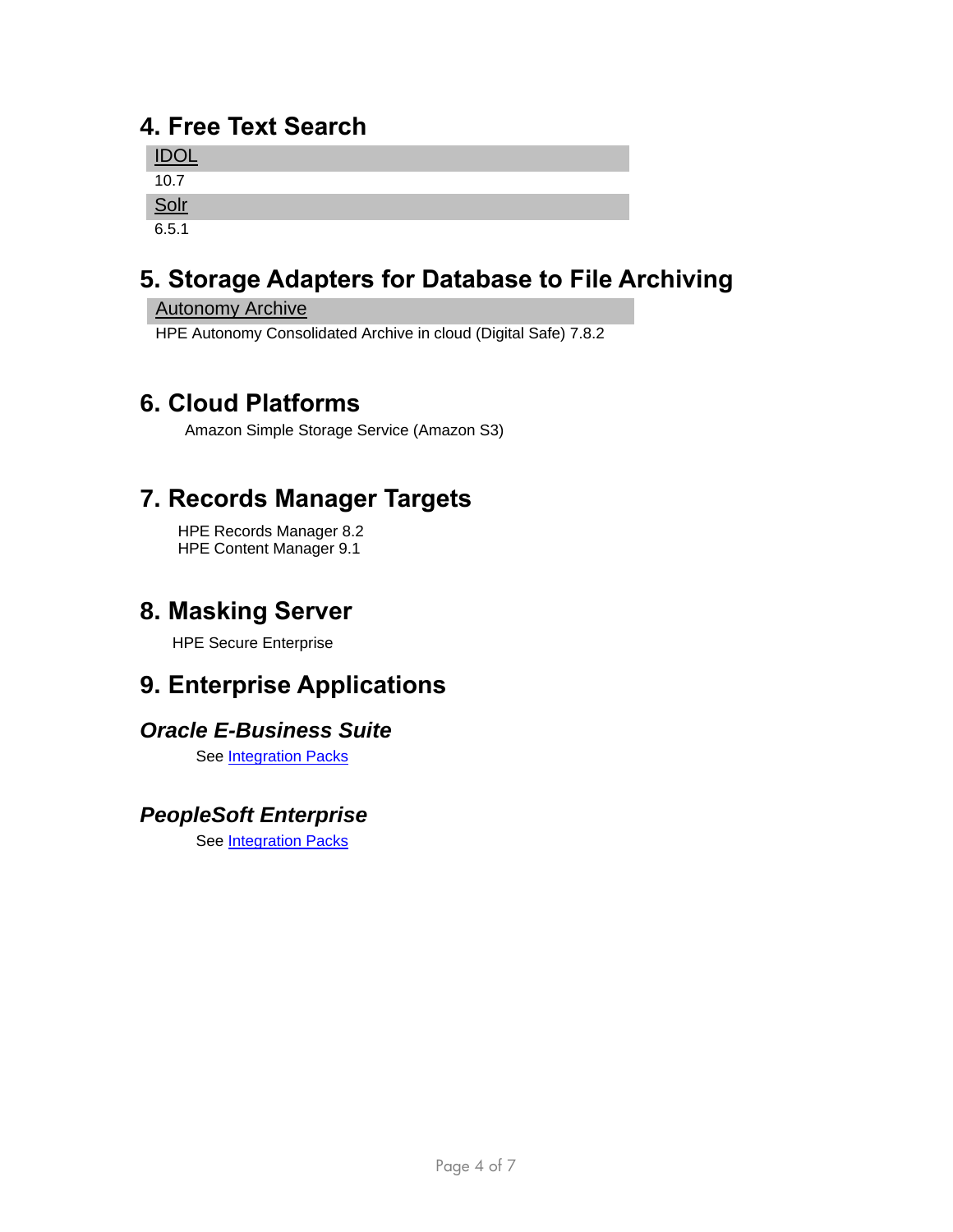## 4. Free Text Search

| IDOL |
| --- |
| 10.7 |
| **Solr** |
| 6.5.1 |

## 5. Storage Adapters for Database to File Archiving

| Autonomy Archive |
| --- |
| HPE Autonomy Consolidated Archive in cloud (Digital Safe) 7.8.2 |

## 6. Cloud Platforms

Amazon Simple Storage Service (Amazon S3)

## 7. Records Manager Targets

HPE Records Manager 8.2
HPE Content Manager 9.1

## 8. Masking Server

HPE Secure Enterprise

## 9. Enterprise Applications

### *Oracle E-Business Suite*

See Integration Packs

### *PeopleSoft Enterprise*

See Integration Packs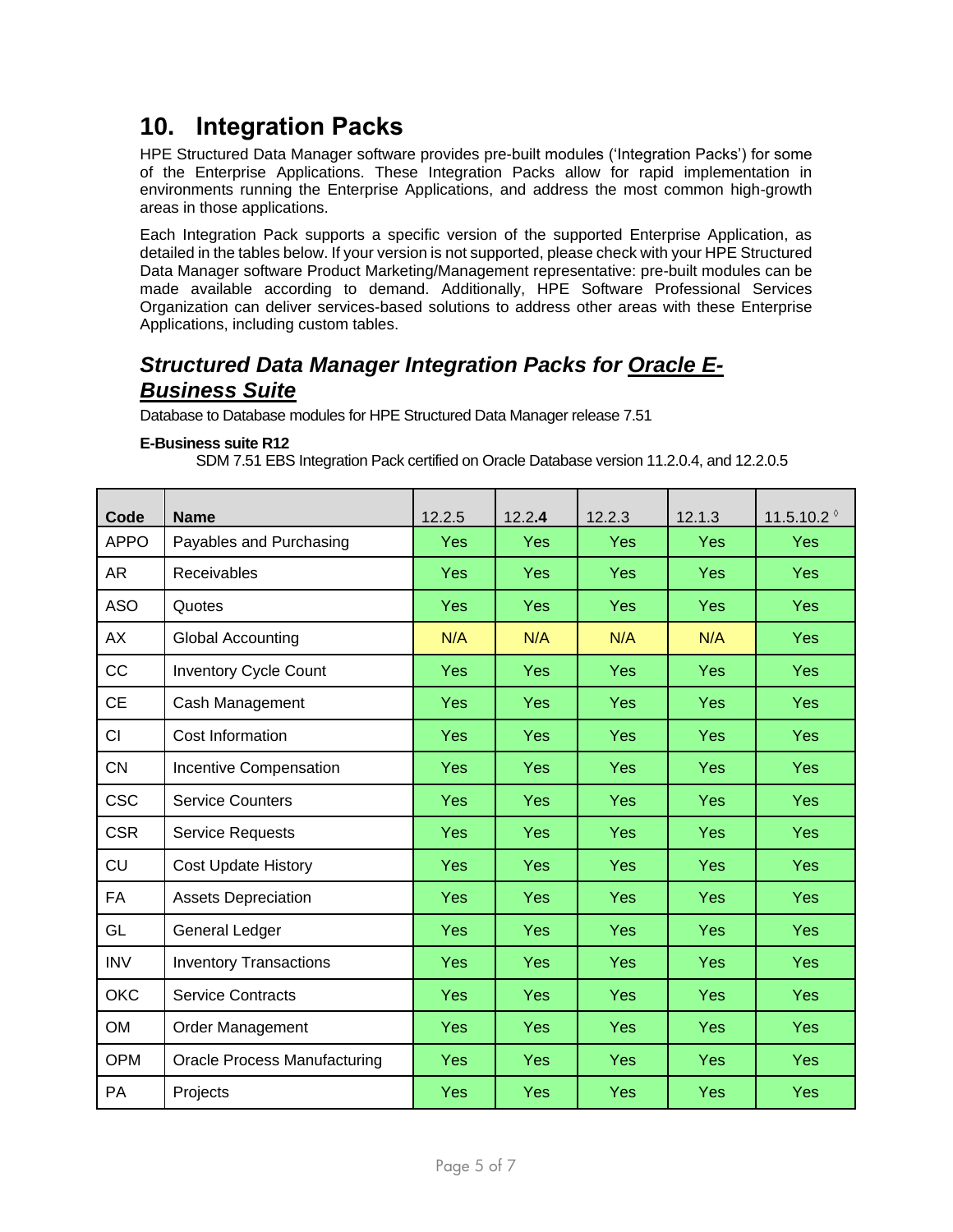## 10. Integration Packs

HPE Structured Data Manager software provides pre-built modules ('Integration Packs') for some of the Enterprise Applications. These Integration Packs allow for rapid implementation in environments running the Enterprise Applications, and address the most common high-growth areas in those applications.

Each Integration Pack supports a specific version of the supported Enterprise Application, as detailed in the tables below. If your version is not supported, please check with your HPE Structured Data Manager software Product Marketing/Management representative: pre-built modules can be made available according to demand. Additionally, HPE Software Professional Services Organization can deliver services-based solutions to address other areas with these Enterprise Applications, including custom tables.

### *Structured Data Manager Integration Packs for Oracle E-Business Suite*

Database to Database modules for HPE Structured Data Manager release 7.51

**E-Business suite R12**

SDM 7.51 EBS Integration Pack certified on Oracle Database version 11.2.0.4, and 12.2.0.5

| Code | Name | 12.2.5 | 12.2.4 | 12.2.3 | 12.1.3 | 11.5.10.2 ◊ |
|---|---|---|---|---|---|---|
| APPO | Payables and Purchasing | Yes | Yes | Yes | Yes | Yes |
| AR | Receivables | Yes | Yes | Yes | Yes | Yes |
| ASO | Quotes | Yes | Yes | Yes | Yes | Yes |
| AX | Global Accounting | N/A | N/A | N/A | N/A | Yes |
| CC | Inventory Cycle Count | Yes | Yes | Yes | Yes | Yes |
| CE | Cash Management | Yes | Yes | Yes | Yes | Yes |
| CI | Cost Information | Yes | Yes | Yes | Yes | Yes |
| CN | Incentive Compensation | Yes | Yes | Yes | Yes | Yes |
| CSC | Service Counters | Yes | Yes | Yes | Yes | Yes |
| CSR | Service Requests | Yes | Yes | Yes | Yes | Yes |
| CU | Cost Update History | Yes | Yes | Yes | Yes | Yes |
| FA | Assets Depreciation | Yes | Yes | Yes | Yes | Yes |
| GL | General Ledger | Yes | Yes | Yes | Yes | Yes |
| INV | Inventory Transactions | Yes | Yes | Yes | Yes | Yes |
| OKC | Service Contracts | Yes | Yes | Yes | Yes | Yes |
| OM | Order Management | Yes | Yes | Yes | Yes | Yes |
| OPM | Oracle Process Manufacturing | Yes | Yes | Yes | Yes | Yes |
| PA | Projects | Yes | Yes | Yes | Yes | Yes |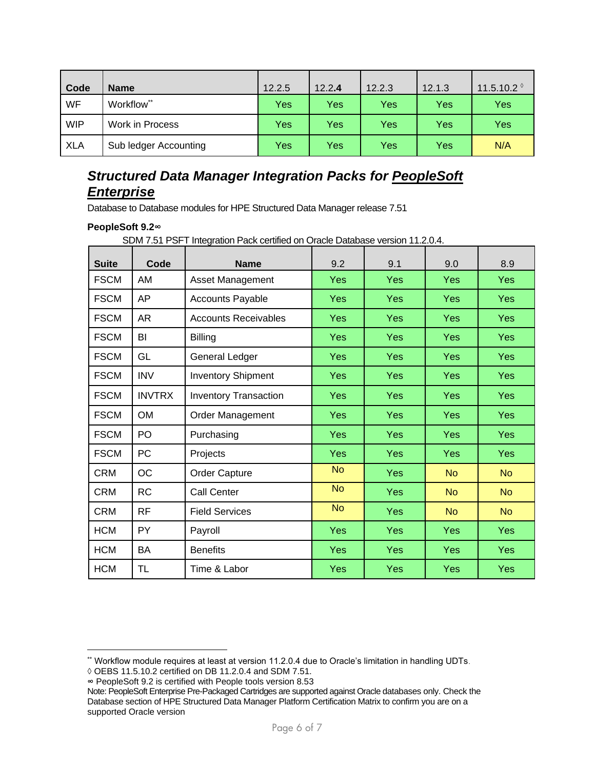| Code | Name | 12.2.5 | 12.2.**4** | 12.2.3 | 12.1.3 | 11.5.10.2 ◊ |
|---|---|---|---|---|---|---|
| WF | Workflow** | Yes | Yes | Yes | Yes | Yes |
| WIP | Work in Process | Yes | Yes | Yes | Yes | Yes |
| XLA | Sub ledger Accounting | Yes | Yes | Yes | Yes | N/A |

## *Structured Data Manager Integration Packs for PeopleSoft Enterprise*

Database to Database modules for HPE Structured Data Manager release 7.51

**PeopleSoft 9.2∞**

SDM 7.51 PSFT Integration Pack certified on Oracle Database version 11.2.0.4.

| Suite | Code | Name | 9.2 | 9.1 | 9.0 | 8.9 |
|---|---|---|---|---|---|---|
| FSCM | AM | Asset Management | Yes | Yes | Yes | Yes |
| FSCM | AP | Accounts Payable | Yes | Yes | Yes | Yes |
| FSCM | AR | Accounts Receivables | Yes | Yes | Yes | Yes |
| FSCM | BI | Billing | Yes | Yes | Yes | Yes |
| FSCM | GL | General Ledger | Yes | Yes | Yes | Yes |
| FSCM | INV | Inventory Shipment | Yes | Yes | Yes | Yes |
| FSCM | INVTRX | Inventory Transaction | Yes | Yes | Yes | Yes |
| FSCM | OM | Order Management | Yes | Yes | Yes | Yes |
| FSCM | PO | Purchasing | Yes | Yes | Yes | Yes |
| FSCM | PC | Projects | Yes | Yes | Yes | Yes |
| CRM | OC | Order Capture | No | Yes | No | No |
| CRM | RC | Call Center | No | Yes | No | No |
| CRM | RF | Field Services | No | Yes | No | No |
| HCM | PY | Payroll | Yes | Yes | Yes | Yes |
| HCM | BA | Benefits | Yes | Yes | Yes | Yes |
| HCM | TL | Time & Labor | Yes | Yes | Yes | Yes |

** Workflow module requires at least at version 11.2.0.4 due to Oracle's limitation in handling UDTs.

◊ OEBS 11.5.10.2 certified on DB 11.2.0.4 and SDM 7.51.

∞ PeopleSoft 9.2 is certified with People tools version 8.53

Note: PeopleSoft Enterprise Pre-Packaged Cartridges are supported against Oracle databases only. Check the Database section of HPE Structured Data Manager Platform Certification Matrix to confirm you are on a supported Oracle version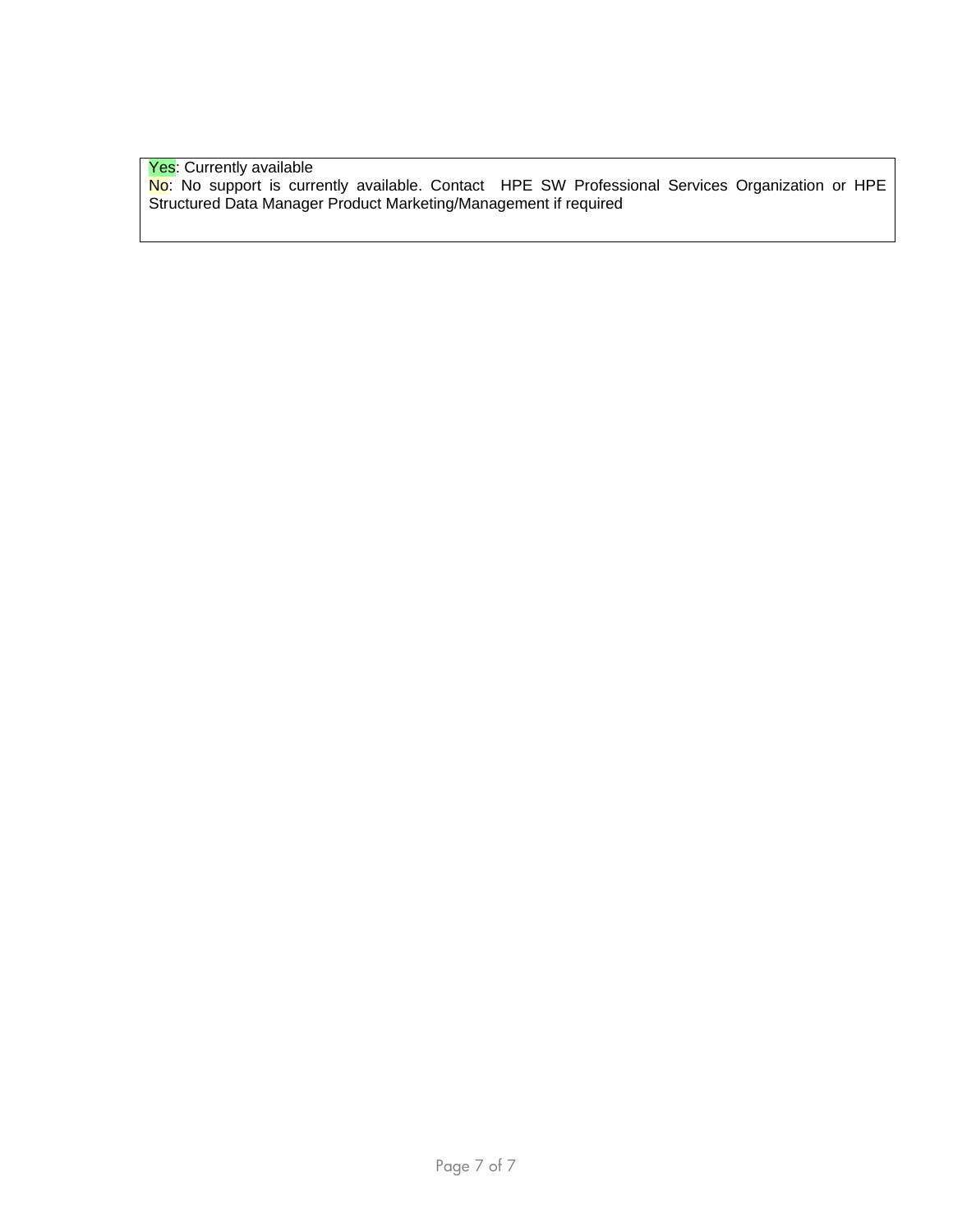Yes: Currently available
No: No support is currently available. Contact HPE SW Professional Services Organization or HPE Structured Data Manager Product Marketing/Management if required